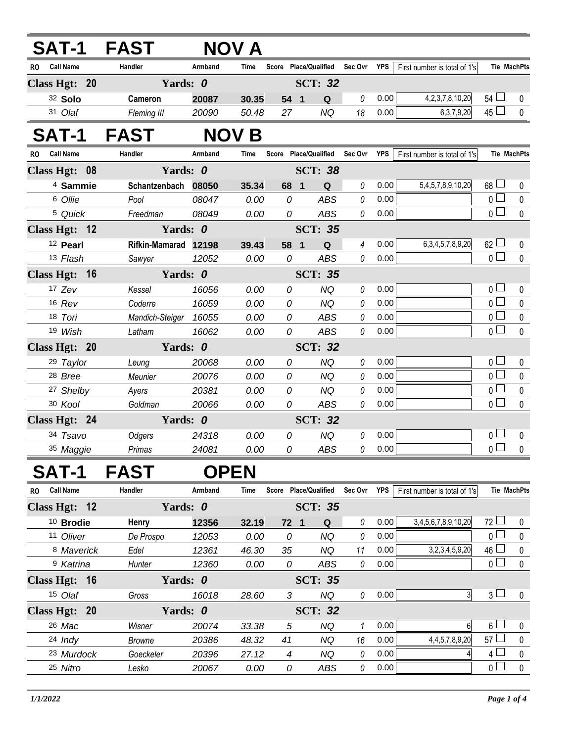# SAT-1 FAST NOV A

| RO | Call Name | Handler | Armband | Time | Score | Place/Qualified | | Sec Ovr | YPS | First number is total of 1's | Tie | MachPts |
|---|---|---|---|---|---|---|---|---|---|---|---|---|
| **Class Hgt: 20** | | **Yards: 0** | | | | **SCT: 32** | | | | | | |
| 32 | **Solo** | **Cameron** | **20087** | **30.35** | **54** | **1** | **Q** | 0 | 0.00 | 4,2,3,7,8,10,20 | 54 | 0 |
| 31 | *Olaf* | *Fleming III* | *20090* | *50.48* | *27* | | *NQ* | 18 | 0.00 | 6,3,7,9,20 | 45 | 0 |

# SAT-1 FAST NOV B

| RO | Call Name | Handler | Armband | Time | Score | Place/Qualified | | Sec Ovr | YPS | First number is total of 1's | Tie | MachPts |
|---|---|---|---|---|---|---|---|---|---|---|---|---|
| **Class Hgt: 08** | | **Yards: 0** | | | | **SCT: 38** | | | | | | |
| 4 | **Sammie** | **Schantzenbach** | **08050** | **35.34** | **68** | **1** | **Q** | 0 | 0.00 | 5,4,5,7,8,9,10,20 | 68 | 0 |
| 6 | *Ollie* | *Pool* | *08047* | *0.00* | *0* | | *ABS* | 0 | 0.00 | | 0 | 0 |
| 5 | *Quick* | *Freedman* | *08049* | *0.00* | *0* | | *ABS* | 0 | 0.00 | | 0 | 0 |
| **Class Hgt: 12** | | **Yards: 0** | | | | **SCT: 35** | | | | | | |
| 12 | **Pearl** | **Rifkin-Mamarad** | **12198** | **39.43** | **58** | **1** | **Q** | 4 | 0.00 | 6,3,4,5,7,8,9,20 | 62 | 0 |
| 13 | *Flash* | *Sawyer* | *12052* | *0.00* | *0* | | *ABS* | 0 | 0.00 | | 0 | 0 |
| **Class Hgt: 16** | | **Yards: 0** | | | | **SCT: 35** | | | | | | |
| 17 | *Zev* | *Kessel* | *16056* | *0.00* | *0* | | *NQ* | 0 | 0.00 | | 0 | 0 |
| 16 | *Rev* | *Coderre* | *16059* | *0.00* | *0* | | *NQ* | 0 | 0.00 | | 0 | 0 |
| 18 | *Tori* | *Mandich-Steiger* | *16055* | *0.00* | *0* | | *ABS* | 0 | 0.00 | | 0 | 0 |
| 19 | *Wish* | *Latham* | *16062* | *0.00* | *0* | | *ABS* | 0 | 0.00 | | 0 | 0 |
| **Class Hgt: 20** | | **Yards: 0** | | | | **SCT: 32** | | | | | | |
| 29 | *Taylor* | *Leung* | *20068* | *0.00* | *0* | | *NQ* | 0 | 0.00 | | 0 | 0 |
| 28 | *Bree* | *Meunier* | *20076* | *0.00* | *0* | | *NQ* | 0 | 0.00 | | 0 | 0 |
| 27 | *Shelby* | *Ayers* | *20381* | *0.00* | *0* | | *NQ* | 0 | 0.00 | | 0 | 0 |
| 30 | *Kool* | *Goldman* | *20066* | *0.00* | *0* | | *ABS* | 0 | 0.00 | | 0 | 0 |
| **Class Hgt: 24** | | **Yards: 0** | | | | **SCT: 32** | | | | | | |
| 34 | *Tsavo* | *Odgers* | *24318* | *0.00* | *0* | | *NQ* | 0 | 0.00 | | 0 | 0 |
| 35 | *Maggie* | *Primas* | *24081* | *0.00* | *0* | | *ABS* | 0 | 0.00 | | 0 | 0 |

# SAT-1 FAST OPEN

| RO | Call Name | Handler | Armband | Time | Score | Place/Qualified | | Sec Ovr | YPS | First number is total of 1's | Tie | MachPts |
|---|---|---|---|---|---|---|---|---|---|---|---|---|
| **Class Hgt: 12** | | **Yards: 0** | | | | **SCT: 35** | | | | | | |
| 10 | **Brodie** | **Henry** | **12356** | **32.19** | **72** | **1** | **Q** | 0 | 0.00 | 3,4,5,6,7,8,9,10,20 | 72 | 0 |
| 11 | *Oliver* | *De Prospo* | *12053* | *0.00* | *0* | | *NQ* | 0 | 0.00 | | 0 | 0 |
| 8 | *Maverick* | *Edel* | *12361* | *46.30* | *35* | | *NQ* | 11 | 0.00 | 3,2,3,4,5,9,20 | 46 | 0 |
| 9 | *Katrina* | *Hunter* | *12360* | *0.00* | *0* | | *ABS* | 0 | 0.00 | | 0 | 0 |
| **Class Hgt: 16** | | **Yards: 0** | | | | **SCT: 35** | | | | | | |
| 15 | *Olaf* | *Gross* | *16018* | *28.60* | *3* | | *NQ* | 0 | 0.00 | 3 | 3 | 0 |
| **Class Hgt: 20** | | **Yards: 0** | | | | **SCT: 32** | | | | | | |
| 26 | *Mac* | *Wisner* | *20074* | *33.38* | *5* | | *NQ* | 1 | 0.00 | 6 | 6 | 0 |
| 24 | *Indy* | *Browne* | *20386* | *48.32* | *41* | | *NQ* | 16 | 0.00 | 4,4,5,7,8,9,20 | 57 | 0 |
| 23 | *Murdock* | *Goeckeler* | *20396* | *27.12* | *4* | | *NQ* | 0 | 0.00 | 4 | 4 | 0 |
| 25 | *Nitro* | *Lesko* | *20067* | *0.00* | *0* | | *ABS* | 0 | 0.00 | | 0 | 0 |

*1/1/2022*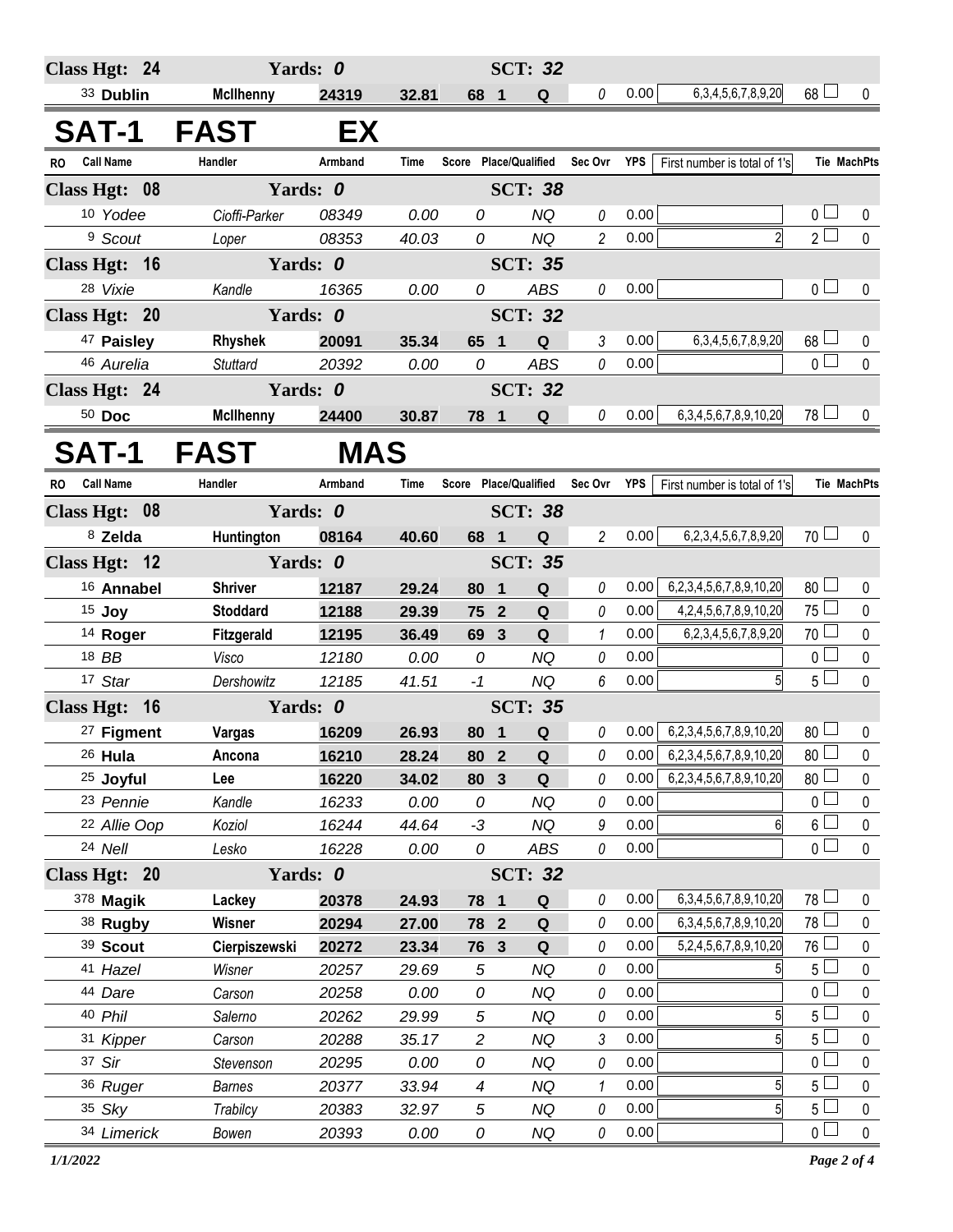| RO | Call Name | Handler | Armband | Time | Score | Place/Qualified | | Sec Ovr | YPS | First number is total of 1's | Tie | MachPts |
|---|---|---|---|---|---|---|---|---|---|---|---|---|
| **Class Hgt: 24** | | **Yards: 0** | | | | **SCT: 32** | | | | | | |
| 33 | **Dublin** | **McIlhenny** | **24319** | **32.81** | **68** | **1** | **Q** | 0 | 0.00 | 6,3,4,5,6,7,8,9,20 | 68 | 0 |

## SAT-1 FAST EX

| RO | Call Name | Handler | Armband | Time | Score | Place/Qualified | | Sec Ovr | YPS | First number is total of 1's | Tie | MachPts |
|---|---|---|---|---|---|---|---|---|---|---|---|---|
| **Class Hgt: 08** | | **Yards: 0** | | | | **SCT: 38** | | | | | | |
| 10 | *Yodee* | *Cioffi-Parker* | *08349* | *0.00* | *0* | | *NQ* | 0 | 0.00 | | 0 | 0 |
| 9 | *Scout* | *Loper* | *08353* | *40.03* | *0* | | *NQ* | 2 | 0.00 | 2 | 2 | 0 |
| **Class Hgt: 16** | | **Yards: 0** | | | | **SCT: 35** | | | | | | |
| 28 | *Vixie* | *Kandle* | *16365* | *0.00* | *0* | | *ABS* | 0 | 0.00 | | 0 | 0 |
| **Class Hgt: 20** | | **Yards: 0** | | | | **SCT: 32** | | | | | | |
| 47 | **Paisley** | **Rhyshek** | **20091** | **35.34** | **65** | **1** | **Q** | 3 | 0.00 | 6,3,4,5,6,7,8,9,20 | 68 | 0 |
| 46 | *Aurelia* | *Stuttard* | *20392* | *0.00* | *0* | | *ABS* | 0 | 0.00 | | 0 | 0 |
| **Class Hgt: 24** | | **Yards: 0** | | | | **SCT: 32** | | | | | | |
| 50 | **Doc** | **McIlhenny** | **24400** | **30.87** | **78** | **1** | **Q** | 0 | 0.00 | 6,3,4,5,6,7,8,9,10,20 | 78 | 0 |

## SAT-1 FAST MAS

| RO | Call Name | Handler | Armband | Time | Score | Place/Qualified | | Sec Ovr | YPS | First number is total of 1's | Tie | MachPts |
|---|---|---|---|---|---|---|---|---|---|---|---|---|
| **Class Hgt: 08** | | **Yards: 0** | | | | **SCT: 38** | | | | | | |
| 8 | **Zelda** | **Huntington** | **08164** | **40.60** | **68** | **1** | **Q** | 2 | 0.00 | 6,2,3,4,5,6,7,8,9,20 | 70 | 0 |
| **Class Hgt: 12** | | **Yards: 0** | | | | **SCT: 35** | | | | | | |
| 16 | **Annabel** | **Shriver** | **12187** | **29.24** | **80** | **1** | **Q** | 0 | 0.00 | 6,2,3,4,5,6,7,8,9,10,20 | 80 | 0 |
| 15 | **Joy** | **Stoddard** | **12188** | **29.39** | **75** | **2** | **Q** | 0 | 0.00 | 4,2,4,5,6,7,8,9,10,20 | 75 | 0 |
| 14 | **Roger** | **Fitzgerald** | **12195** | **36.49** | **69** | **3** | **Q** | 1 | 0.00 | 6,2,3,4,5,6,7,8,9,20 | 70 | 0 |
| 18 | *BB* | *Visco* | *12180* | *0.00* | *0* | | *NQ* | 0 | 0.00 | | 0 | 0 |
| 17 | *Star* | *Dershowitz* | *12185* | *41.51* | *-1* | | *NQ* | 6 | 0.00 | 5 | 5 | 0 |
| **Class Hgt: 16** | | **Yards: 0** | | | | **SCT: 35** | | | | | | |
| 27 | **Figment** | **Vargas** | **16209** | **26.93** | **80** | **1** | **Q** | 0 | 0.00 | 6,2,3,4,5,6,7,8,9,10,20 | 80 | 0 |
| 26 | **Hula** | **Ancona** | **16210** | **28.24** | **80** | **2** | **Q** | 0 | 0.00 | 6,2,3,4,5,6,7,8,9,10,20 | 80 | 0 |
| 25 | **Joyful** | **Lee** | **16220** | **34.02** | **80** | **3** | **Q** | 0 | 0.00 | 6,2,3,4,5,6,7,8,9,10,20 | 80 | 0 |
| 23 | *Pennie* | *Kandle* | *16233* | *0.00* | *0* | | *NQ* | 0 | 0.00 | | 0 | 0 |
| 22 | *Allie Oop* | *Koziol* | *16244* | *44.64* | *-3* | | *NQ* | 9 | 0.00 | 6 | 6 | 0 |
| 24 | *Nell* | *Lesko* | *16228* | *0.00* | *0* | | *ABS* | 0 | 0.00 | | 0 | 0 |
| **Class Hgt: 20** | | **Yards: 0** | | | | **SCT: 32** | | | | | | |
| 378 | **Magik** | **Lackey** | **20378** | **24.93** | **78** | **1** | **Q** | 0 | 0.00 | 6,3,4,5,6,7,8,9,10,20 | 78 | 0 |
| 38 | **Rugby** | **Wisner** | **20294** | **27.00** | **78** | **2** | **Q** | 0 | 0.00 | 6,3,4,5,6,7,8,9,10,20 | 78 | 0 |
| 39 | **Scout** | **Cierpiszewski** | **20272** | **23.34** | **76** | **3** | **Q** | 0 | 0.00 | 5,2,4,5,6,7,8,9,10,20 | 76 | 0 |
| 41 | *Hazel* | *Wisner* | *20257* | *29.69* | *5* | | *NQ* | 0 | 0.00 | 5 | 5 | 0 |
| 44 | *Dare* | *Carson* | *20258* | *0.00* | *0* | | *NQ* | 0 | 0.00 | | 0 | 0 |
| 40 | *Phil* | *Salerno* | *20262* | *29.99* | *5* | | *NQ* | 0 | 0.00 | 5 | 5 | 0 |
| 31 | *Kipper* | *Carson* | *20288* | *35.17* | *2* | | *NQ* | 3 | 0.00 | 5 | 5 | 0 |
| 37 | *Sir* | *Stevenson* | *20295* | *0.00* | *0* | | *NQ* | 0 | 0.00 | | 0 | 0 |
| 36 | *Ruger* | *Barnes* | *20377* | *33.94* | *4* | | *NQ* | 1 | 0.00 | 5 | 5 | 0 |
| 35 | *Sky* | *Trabilcy* | *20383* | *32.97* | *5* | | *NQ* | 0 | 0.00 | 5 | 5 | 0 |
| 34 | *Limerick* | *Bowen* | *20393* | *0.00* | *0* | | *NQ* | 0 | 0.00 | | 0 | 0 |

*1/1/2022*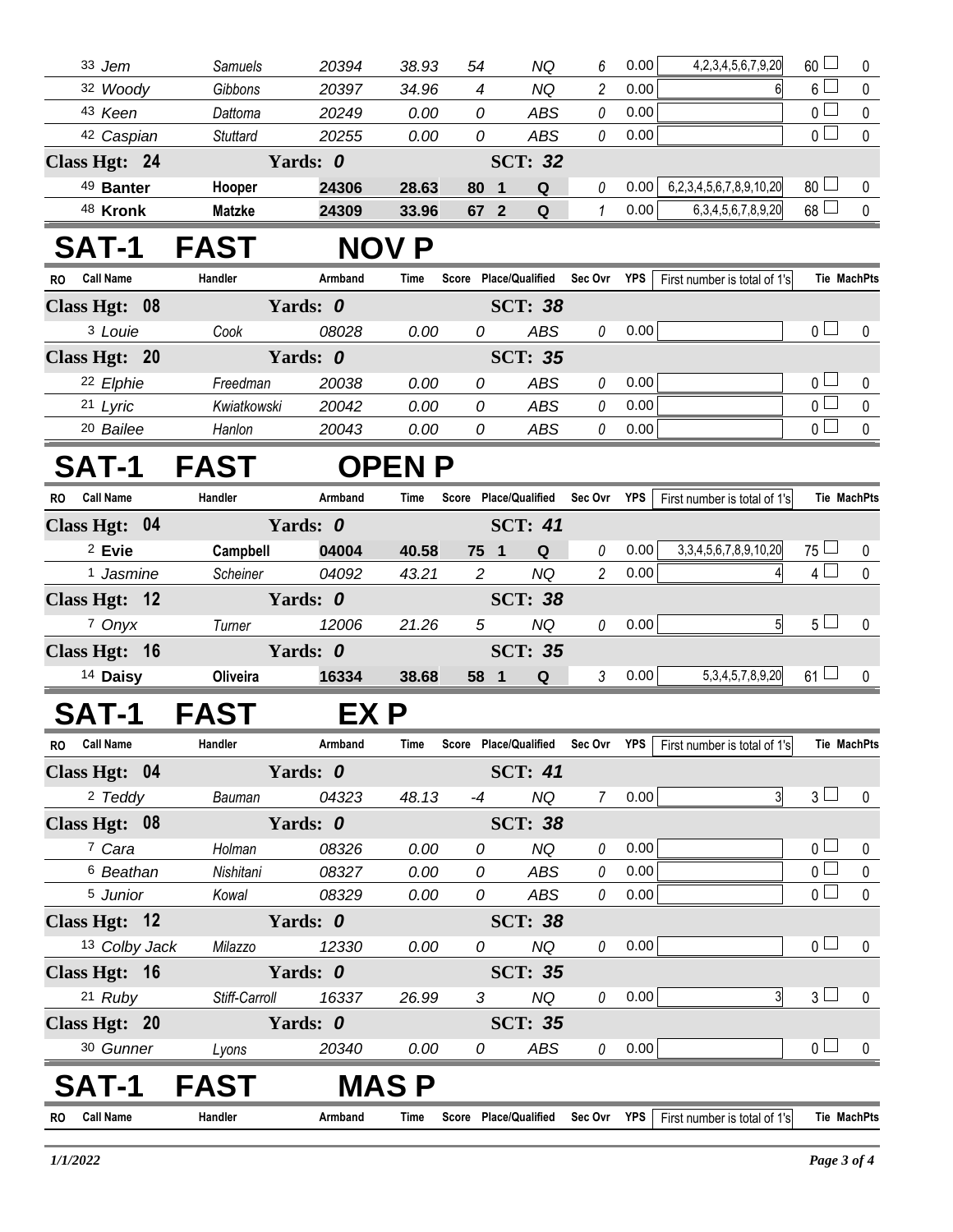| RO | Call Name | Handler | Armband | Time | Score | Place/Qualified | Sec Ovr | YPS | First number is total of 1's | Tie | MachPts |
|---|---|---|---|---|---|---|---|---|---|---|---|
| 33 | Jem | Samuels | 20394 | 38.93 | 54 | NQ | 6 | 0.00 | 4,2,3,4,5,6,7,9,20 | 60 | 0 |
| 32 | Woody | Gibbons | 20397 | 34.96 | 4 | NQ | 2 | 0.00 | 6 | 6 | 0 |
| 43 | Keen | Dattoma | 20249 | 0.00 | 0 | ABS | 0 | 0.00 | | 0 | 0 |
| 42 | Caspian | Stuttard | 20255 | 0.00 | 0 | ABS | 0 | 0.00 | | 0 | 0 |
| **Class Hgt: 24** | | **Yards: 0** | | | | **SCT: 32** | | | | | |
| 49 | **Banter** | **Hooper** | **24306** | **28.63** | **80** | **1 Q** | 0 | 0.00 | 6,2,3,4,5,6,7,8,9,10,20 | 80 | 0 |
| 48 | **Kronk** | **Matzke** | **24309** | **33.96** | **67** | **2 Q** | 1 | 0.00 | 6,3,4,5,6,7,8,9,20 | 68 | 0 |

# SAT-1 FAST NOV P

| RO | Call Name | Handler | Armband | Time | Score | Place/Qualified | Sec Ovr | YPS | First number is total of 1's | Tie | MachPts |
|---|---|---|---|---|---|---|---|---|---|---|---|
| **Class Hgt: 08** | | **Yards: 0** | | | | **SCT: 38** | | | | | |
| 3 | Louie | Cook | 08028 | 0.00 | 0 | ABS | 0 | 0.00 | | 0 | 0 |
| **Class Hgt: 20** | | **Yards: 0** | | | | **SCT: 35** | | | | | |
| 22 | Elphie | Freedman | 20038 | 0.00 | 0 | ABS | 0 | 0.00 | | 0 | 0 |
| 21 | Lyric | Kwiatkowski | 20042 | 0.00 | 0 | ABS | 0 | 0.00 | | 0 | 0 |
| 20 | Bailee | Hanlon | 20043 | 0.00 | 0 | ABS | 0 | 0.00 | | 0 | 0 |

# SAT-1 FAST OPEN P

| RO | Call Name | Handler | Armband | Time | Score | Place/Qualified | Sec Ovr | YPS | First number is total of 1's | Tie | MachPts |
|---|---|---|---|---|---|---|---|---|---|---|---|
| **Class Hgt: 04** | | **Yards: 0** | | | | **SCT: 41** | | | | | |
| 2 | **Evie** | **Campbell** | **04004** | **40.58** | **75** | **1 Q** | 0 | 0.00 | 3,3,4,5,6,7,8,9,10,20 | 75 | 0 |
| 1 | Jasmine | Scheiner | 04092 | 43.21 | 2 | NQ | 2 | 0.00 | 4 | 4 | 0 |
| **Class Hgt: 12** | | **Yards: 0** | | | | **SCT: 38** | | | | | |
| 7 | Onyx | Turner | 12006 | 21.26 | 5 | NQ | 0 | 0.00 | 5 | 5 | 0 |
| **Class Hgt: 16** | | **Yards: 0** | | | | **SCT: 35** | | | | | |
| 14 | **Daisy** | **Oliveira** | **16334** | **38.68** | **58** | **1 Q** | 3 | 0.00 | 5,3,4,5,7,8,9,20 | 61 | 0 |

# SAT-1 FAST EX P

| RO | Call Name | Handler | Armband | Time | Score | Place/Qualified | Sec Ovr | YPS | First number is total of 1's | Tie | MachPts |
|---|---|---|---|---|---|---|---|---|---|---|---|
| **Class Hgt: 04** | | **Yards: 0** | | | | **SCT: 41** | | | | | |
| 2 | Teddy | Bauman | 04323 | 48.13 | -4 | NQ | 7 | 0.00 | 3 | 3 | 0 |
| **Class Hgt: 08** | | **Yards: 0** | | | | **SCT: 38** | | | | | |
| 7 | Cara | Holman | 08326 | 0.00 | 0 | NQ | 0 | 0.00 | | 0 | 0 |
| 6 | Beathan | Nishitani | 08327 | 0.00 | 0 | ABS | 0 | 0.00 | | 0 | 0 |
| 5 | Junior | Kowal | 08329 | 0.00 | 0 | ABS | 0 | 0.00 | | 0 | 0 |
| **Class Hgt: 12** | | **Yards: 0** | | | | **SCT: 38** | | | | | |
| 13 | Colby Jack | Milazzo | 12330 | 0.00 | 0 | NQ | 0 | 0.00 | | 0 | 0 |
| **Class Hgt: 16** | | **Yards: 0** | | | | **SCT: 35** | | | | | |
| 21 | Ruby | Stiff-Carroll | 16337 | 26.99 | 3 | NQ | 0 | 0.00 | 3 | 3 | 0 |
| **Class Hgt: 20** | | **Yards: 0** | | | | **SCT: 35** | | | | | |
| 30 | Gunner | Lyons | 20340 | 0.00 | 0 | ABS | 0 | 0.00 | | 0 | 0 |

# SAT-1 FAST MAS P

| RO | Call Name | Handler | Armband | Time | Score | Place/Qualified | Sec Ovr | YPS | First number is total of 1's | Tie | MachPts |
|---|---|---|---|---|---|---|---|---|---|---|---|

1/1/2022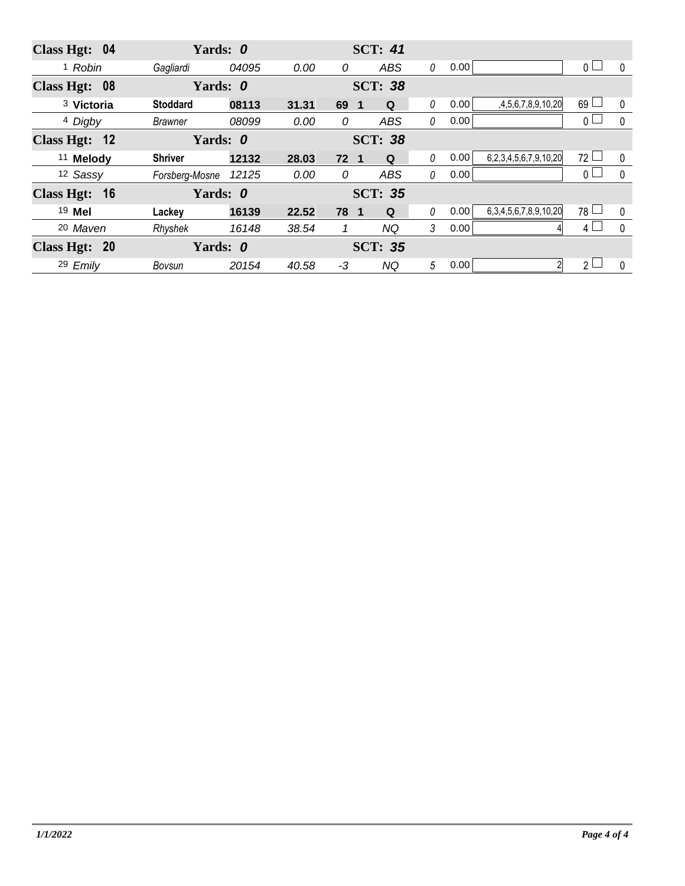| | | | | | | | | | | | | |
|---|---|---|---|---|---|---|---|---|---|---|---|---|
| **Class Hgt: 04** | | **Yards: 0** | | | | **SCT: 41** | | | | | | |
| 1 *Robin* | *Gagliardi* | *04095* | *0.00* | *0* | | *ABS* | *0* | 0.00 | | 0 | ☐ | 0 |
| **Class Hgt: 08** | | **Yards: 0** | | | | **SCT: 38** | | | | | | |
| 3 **Victoria** | **Stoddard** | **08113** | **31.31** | **69** | **1** | **Q** | *0* | 0.00 | ,4,5,6,7,8,9,10,20 | 69 | ☐ | 0 |
| 4 *Digby* | *Brawner* | *08099* | *0.00* | *0* | | *ABS* | *0* | 0.00 | | 0 | ☐ | 0 |
| **Class Hgt: 12** | | **Yards: 0** | | | | **SCT: 38** | | | | | | |
| 11 **Melody** | **Shriver** | **12132** | **28.03** | **72** | **1** | **Q** | *0* | 0.00 | 6,2,3,4,5,6,7,9,10,20 | 72 | ☐ | 0 |
| 12 *Sassy* | *Forsberg-Mosne* | *12125* | *0.00* | *0* | | *ABS* | *0* | 0.00 | | 0 | ☐ | 0 |
| **Class Hgt: 16** | | **Yards: 0** | | | | **SCT: 35** | | | | | | |
| 19 **Mel** | **Lackey** | **16139** | **22.52** | **78** | **1** | **Q** | *0* | 0.00 | 6,3,4,5,6,7,8,9,10,20 | 78 | ☐ | 0 |
| 20 *Maven* | *Rhyshek* | *16148* | *38.54* | *1* | | *NQ* | *3* | 0.00 | 4 | 4 | ☐ | 0 |
| **Class Hgt: 20** | | **Yards: 0** | | | | **SCT: 35** | | | | | | |
| 29 *Emily* | *Bovsun* | *20154* | *40.58* | *-3* | | *NQ* | *5* | 0.00 | 2 | 2 | ☐ | 0 |

*1/1/2022*